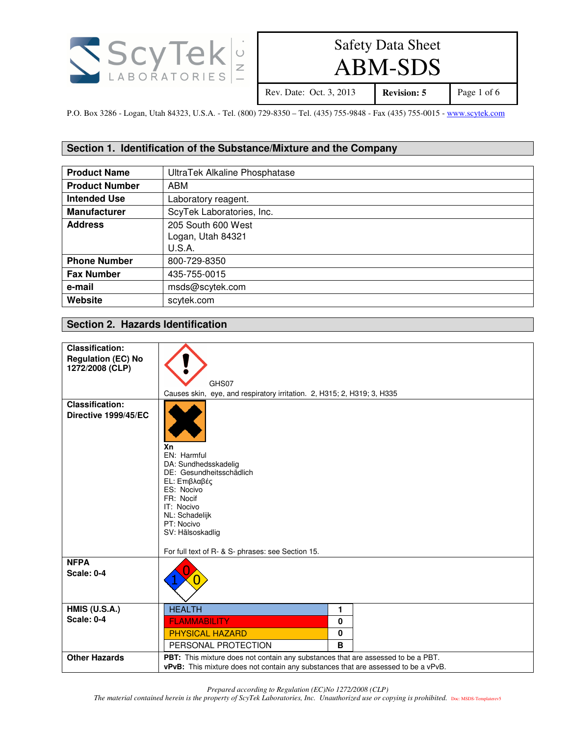ScyTek LABORATORIES INC.

# Safety Data Sheet ABM-SDS

| Rev. Date: Oct. 3, 2013 | **Revision: 5** |
|---|---|

P.O. Box 3286 - Logan, Utah 84323, U.S.A. - Tel. (800) 729-8350 – Tel. (435) 755-9848 - Fax (435) 755-0015 - www.scytek.com

## Section 1. Identification of the Substance/Mixture and the Company

| | |
|---|---|
| **Product Name** | UltraTek Alkaline Phosphatase |
| **Product Number** | ABM |
| **Intended Use** | Laboratory reagent. |
| **Manufacturer** | ScyTek Laboratories, Inc. |
| **Address** | 205 South 600 West<br>Logan, Utah 84321<br>U.S.A. |
| **Phone Number** | 800-729-8350 |
| **Fax Number** | 435-755-0015 |
| **e-mail** | msds@scytek.com |
| **Website** | scytek.com |

## Section 2. Hazards Identification

| | |
|---|---|
| **Classification: Regulation (EC) No 1272/2008 (CLP)** | GHS07<br>Causes skin, eye, and respiratory irritation. 2, H315; 2, H319; 3, H335 |
| **Classification: Directive 1999/45/EC** | **Xn**<br>EN: Harmful<br>DA: Sundhedsskadelig<br>DE: Gesundheitsschädlich<br>EL: Επιβλαβές<br>ES: Nocivo<br>FR: Nocif<br>IT: Nocivo<br>NL: Schadelijk<br>PT: Nocivo<br>SV: Hälsoskadlig<br><br>For full text of R- & S- phrases: see Section 15. |
| **NFPA Scale: 0-4** | Health: 1; Flammability: 0; Reactivity: 0 |
| **HMIS (U.S.A.) Scale: 0-4** | HEALTH: 1<br>FLAMMABILITY: 0<br>PHYSICAL HAZARD: 0<br>PERSONAL PROTECTION: B |
| **Other Hazards** | **PBT:** This mixture does not contain any substances that are assessed to be a PBT.<br>**vPvB:** This mixture does not contain any substances that are assessed to be a vPvB. |

*Prepared according to Regulation (EC)No 1272/2008 (CLP)*

*The material contained herein is the property of ScyTek Laboratories, Inc. Unauthorized use or copying is prohibited.* Doc: MSDS-Templaterev5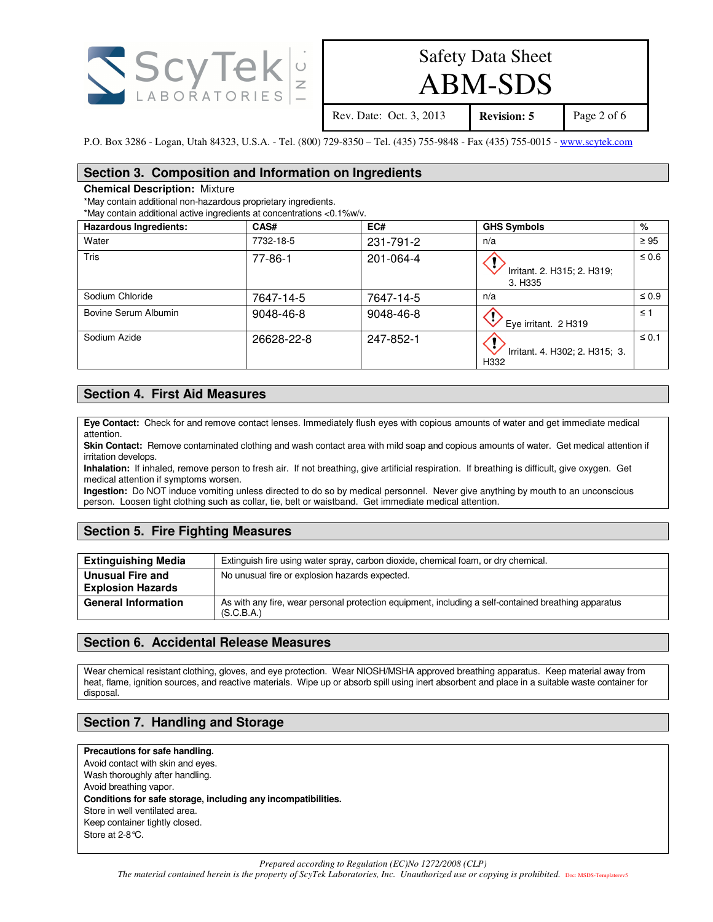## Section 3. Composition and Information on Ingredients

**Chemical Description:** Mixture

*May contain additional non-hazardous proprietary ingredients.
*May contain additional active ingredients at concentrations <0.1%w/v.

| Hazardous Ingredients: | CAS# | EC# | GHS Symbols | % |
|---|---|---|---|---|
| Water | 7732-18-5 | 231-791-2 | n/a | ≥ 95 |
| Tris | 77-86-1 | 201-064-4 | Irritant. 2. H315; 2. H319; 3. H335 | ≤ 0.6 |
| Sodium Chloride | 7647-14-5 | 7647-14-5 | n/a | ≤ 0.9 |
| Bovine Serum Albumin | 9048-46-8 | 9048-46-8 | Eye irritant. 2 H319 | ≤ 1 |
| Sodium Azide | 26628-22-8 | 247-852-1 | Irritant. 4. H302; 2. H315; 3. H332 | ≤ 0.1 |

## Section 4. First Aid Measures

**Eye Contact:** Check for and remove contact lenses. Immediately flush eyes with copious amounts of water and get immediate medical attention.
**Skin Contact:** Remove contaminated clothing and wash contact area with mild soap and copious amounts of water. Get medical attention if irritation develops.
**Inhalation:** If inhaled, remove person to fresh air. If not breathing, give artificial respiration. If breathing is difficult, give oxygen. Get medical attention if symptoms worsen.
**Ingestion:** Do NOT induce vomiting unless directed to do so by medical personnel. Never give anything by mouth to an unconscious person. Loosen tight clothing such as collar, tie, belt or waistband. Get immediate medical attention.

## Section 5. Fire Fighting Measures

| | |
|---|---|
| **Extinguishing Media** | Extinguish fire using water spray, carbon dioxide, chemical foam, or dry chemical. |
| **Unusual Fire and Explosion Hazards** | No unusual fire or explosion hazards expected. |
| **General Information** | As with any fire, wear personal protection equipment, including a self-contained breathing apparatus (S.C.B.A.) |

## Section 6. Accidental Release Measures

Wear chemical resistant clothing, gloves, and eye protection. Wear NIOSH/MSHA approved breathing apparatus. Keep material away from heat, flame, ignition sources, and reactive materials. Wipe up or absorb spill using inert absorbent and place in a suitable waste container for disposal.

## Section 7. Handling and Storage

**Precautions for safe handling.**
Avoid contact with skin and eyes.
Wash thoroughly after handling.
Avoid breathing vapor.
**Conditions for safe storage, including any incompatibilities.**
Store in well ventilated area.
Keep container tightly closed.
Store at 2-8℃.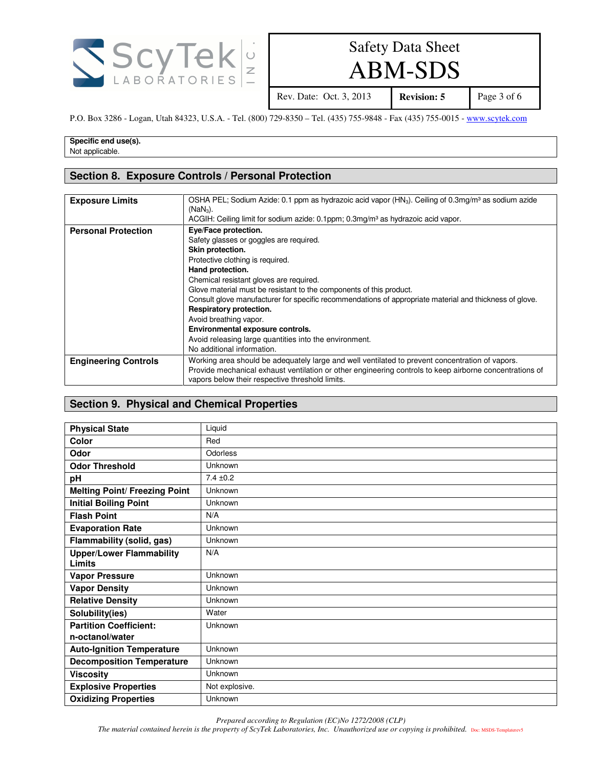| **Specific end use(s).** |
|---|
| Not applicable. |

## Section 8. Exposure Controls / Personal Protection

| | |
|---|---|
| **Exposure Limits** | OSHA PEL; Sodium Azide: 0.1 ppm as hydrazoic acid vapor ($HN_3$). Ceiling of 0.3mg/m³ as sodium azide ($NaN_3$).<br>ACGIH: Ceiling limit for sodium azide: 0.1ppm; 0.3mg/m³ as hydrazoic acid vapor. |
| **Personal Protection** | **Eye/Face protection.**<br>Safety glasses or goggles are required.<br>**Skin protection.**<br>Protective clothing is required.<br>**Hand protection.**<br>Chemical resistant gloves are required.<br>Glove material must be resistant to the components of this product.<br>Consult glove manufacturer for specific recommendations of appropriate material and thickness of glove.<br>**Respiratory protection.**<br>Avoid breathing vapor.<br>**Environmental exposure controls.**<br>Avoid releasing large quantities into the environment.<br>No additional information. |
| **Engineering Controls** | Working area should be adequately large and well ventilated to prevent concentration of vapors.<br>Provide mechanical exhaust ventilation or other engineering controls to keep airborne concentrations of vapors below their respective threshold limits. |

## Section 9. Physical and Chemical Properties

| | |
|---|---|
| **Physical State** | Liquid |
| **Color** | Red |
| **Odor** | Odorless |
| **Odor Threshold** | Unknown |
| **pH** | 7.4 ±0.2 |
| **Melting Point/ Freezing Point** | Unknown |
| **Initial Boiling Point** | Unknown |
| **Flash Point** | N/A |
| **Evaporation Rate** | Unknown |
| **Flammability (solid, gas)** | Unknown |
| **Upper/Lower Flammability Limits** | N/A |
| **Vapor Pressure** | Unknown |
| **Vapor Density** | Unknown |
| **Relative Density** | Unknown |
| **Solubility(ies)** | Water |
| **Partition Coefficient: n-octanol/water** | Unknown |
| **Auto-Ignition Temperature** | Unknown |
| **Decomposition Temperature** | Unknown |
| **Viscosity** | Unknown |
| **Explosive Properties** | Not explosive. |
| **Oxidizing Properties** | Unknown |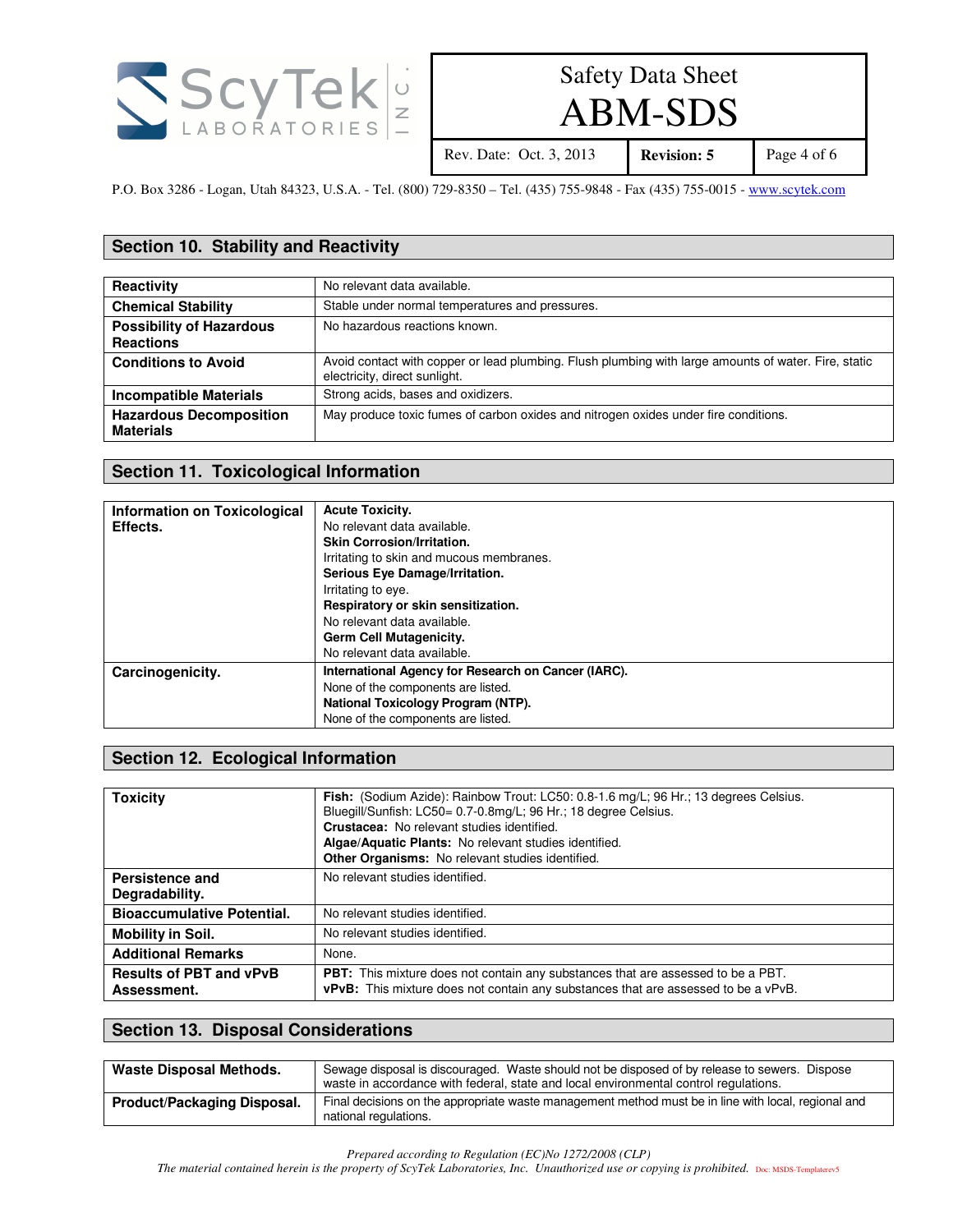## Section 10. Stability and Reactivity

| | |
|---|---|
| **Reactivity** | No relevant data available. |
| **Chemical Stability** | Stable under normal temperatures and pressures. |
| **Possibility of Hazardous Reactions** | No hazardous reactions known. |
| **Conditions to Avoid** | Avoid contact with copper or lead plumbing. Flush plumbing with large amounts of water. Fire, static electricity, direct sunlight. |
| **Incompatible Materials** | Strong acids, bases and oxidizers. |
| **Hazardous Decomposition Materials** | May produce toxic fumes of carbon oxides and nitrogen oxides under fire conditions. |

## Section 11. Toxicological Information

| | |
|---|---|
| **Information on Toxicological Effects.** | **Acute Toxicity.**<br>No relevant data available.<br>**Skin Corrosion/Irritation.**<br>Irritating to skin and mucous membranes.<br>**Serious Eye Damage/Irritation.**<br>Irritating to eye.<br>**Respiratory or skin sensitization.**<br>No relevant data available.<br>**Germ Cell Mutagenicity.**<br>No relevant data available. |
| **Carcinogenicity.** | **International Agency for Research on Cancer (IARC).**<br>None of the components are listed.<br>**National Toxicology Program (NTP).**<br>None of the components are listed. |

## Section 12. Ecological Information

| | |
|---|---|
| **Toxicity** | **Fish:** (Sodium Azide): Rainbow Trout: LC50: 0.8-1.6 mg/L; 96 Hr.; 13 degrees Celsius.<br>Bluegill/Sunfish: LC50= 0.7-0.8mg/L; 96 Hr.; 18 degree Celsius.<br>**Crustacea:** No relevant studies identified.<br>**Algae/Aquatic Plants:** No relevant studies identified.<br>**Other Organisms:** No relevant studies identified. |
| **Persistence and Degradability.** | No relevant studies identified. |
| **Bioaccumulative Potential.** | No relevant studies identified. |
| **Mobility in Soil.** | No relevant studies identified. |
| **Additional Remarks** | None. |
| **Results of PBT and vPvB Assessment.** | **PBT:** This mixture does not contain any substances that are assessed to be a PBT.<br>**vPvB:** This mixture does not contain any substances that are assessed to be a vPvB. |

## Section 13. Disposal Considerations

| | |
|---|---|
| **Waste Disposal Methods.** | Sewage disposal is discouraged. Waste should not be disposed of by release to sewers. Dispose waste in accordance with federal, state and local environmental control regulations. |
| **Product/Packaging Disposal.** | Final decisions on the appropriate waste management method must be in line with local, regional and national regulations. |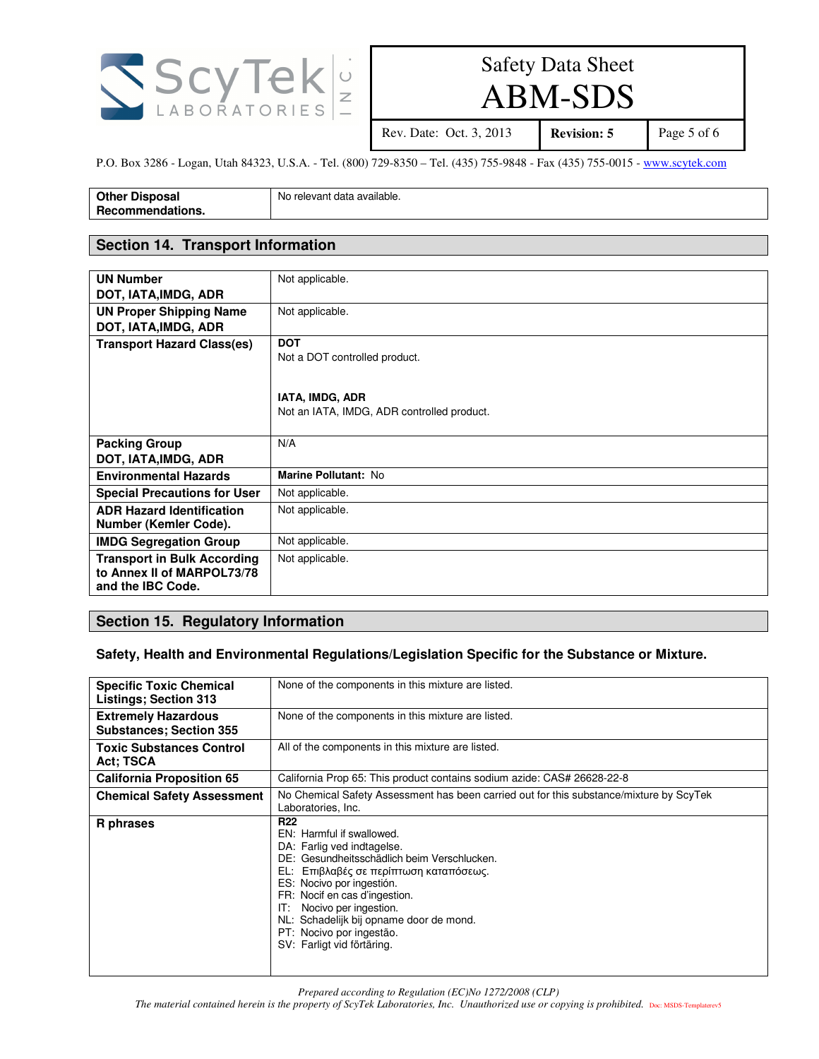| Other Disposal Recommendations. | No relevant data available. |
|---|---|

## Section 14. Transport Information

| UN Number DOT, IATA,IMDG, ADR | Not applicable. |
|---|---|
| UN Proper Shipping Name DOT, IATA,IMDG, ADR | Not applicable. |
| Transport Hazard Class(es) | **DOT**<br>Not a DOT controlled product.<br><br>**IATA, IMDG, ADR**<br>Not an IATA, IMDG, ADR controlled product. |
| Packing Group DOT, IATA,IMDG, ADR | N/A |
| Environmental Hazards | **Marine Pollutant:** No |
| Special Precautions for User | Not applicable. |
| ADR Hazard Identification Number (Kemler Code). | Not applicable. |
| IMDG Segregation Group | Not applicable. |
| Transport in Bulk According to Annex II of MARPOL73/78 and the IBC Code. | Not applicable. |

## Section 15. Regulatory Information

### Safety, Health and Environmental Regulations/Legislation Specific for the Substance or Mixture.

| Specific Toxic Chemical Listings; Section 313 | None of the components in this mixture are listed. |
|---|---|
| Extremely Hazardous Substances; Section 355 | None of the components in this mixture are listed. |
| Toxic Substances Control Act; TSCA | All of the components in this mixture are listed. |
| California Proposition 65 | California Prop 65: This product contains sodium azide: CAS# 26628-22-8 |
| Chemical Safety Assessment | No Chemical Safety Assessment has been carried out for this substance/mixture by ScyTek Laboratories, Inc. |
| R phrases | **R22**<br>EN: Harmful if swallowed.<br>DA: Farlig ved indtagelse.<br>DE: Gesundheitsschädlich beim Verschlucken.<br>EL: Επιβλαβές σε περίπτωση καταπόσεως.<br>ES: Nocivo por ingestión.<br>FR: Nocif en cas d'ingestion.<br>IT: Nocivo per ingestion.<br>NL: Schadelijk bij opname door de mond.<br>PT: Nocivo por ingestão.<br>SV: Farligt vid förtäring. |

*Prepared according to Regulation (EC)No 1272/2008 (CLP)*
*The material contained herein is the property of ScyTek Laboratories, Inc. Unauthorized use or copying is prohibited.* Doc: MSDS-Templaterev5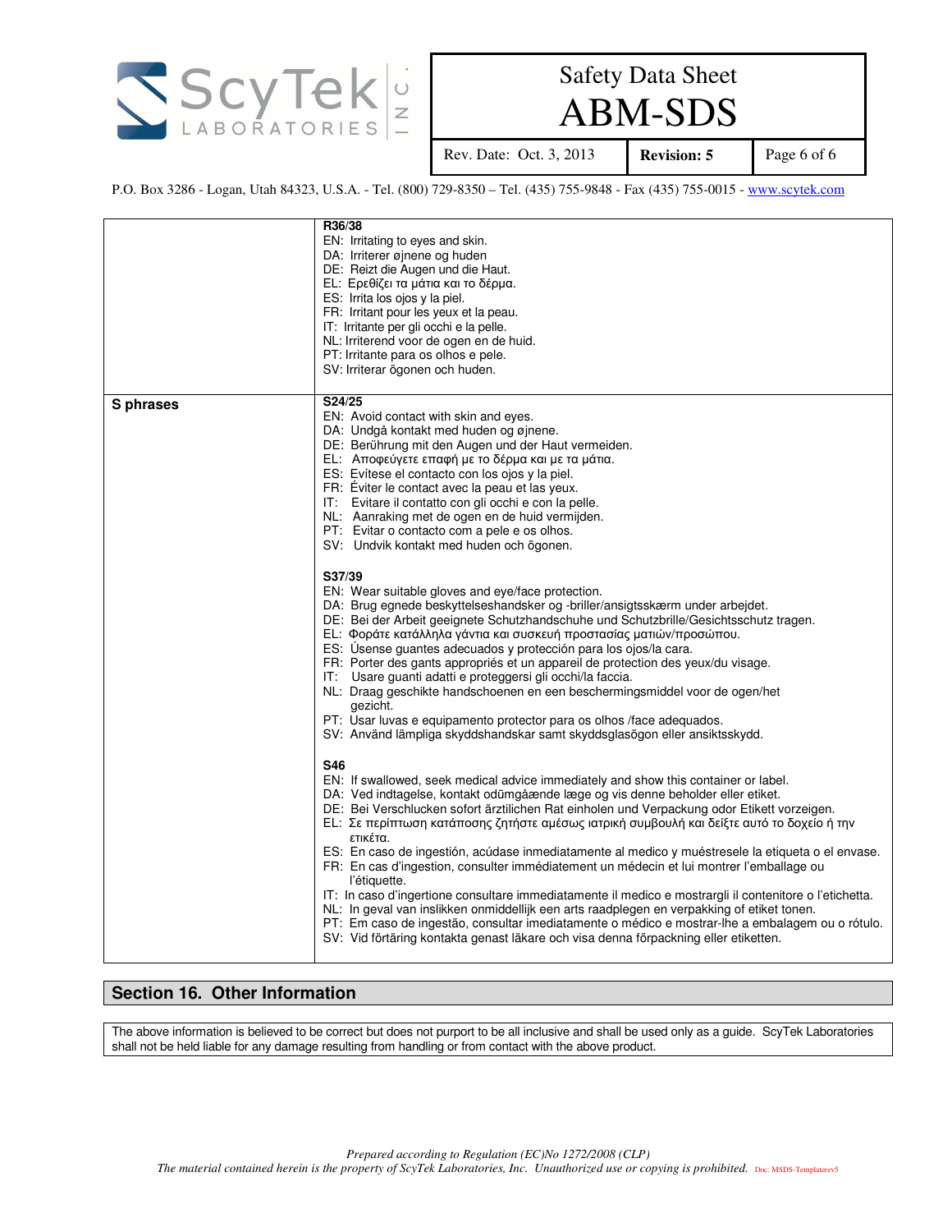| | |
|---|---|
| | **R36/38**<br>EN: Irritating to eyes and skin.<br>DA: Irriterer øjnene og huden<br>DE: Reizt die Augen und die Haut.<br>EL: Ερεθίζει τα μάτια και το δέρμα.<br>ES: Irrita los ojos y la piel.<br>FR: Irritant pour les yeux et la peau.<br>IT: Irritante per gli occhi e la pelle.<br>NL: Irriterend voor de ogen en de huid.<br>PT: Irritante para os olhos e pele.<br>SV: Irriterar ögonen och huden. |
| **S phrases** | **S24/25**<br>EN: Avoid contact with skin and eyes.<br>DA: Undgå kontakt med huden og øjnene.<br>DE: Berührung mit den Augen und der Haut vermeiden.<br>EL: Αποφεύγετε επαφή με το δέρμα και με τα μάτια.<br>ES: Evítese el contacto con los ojos y la piel.<br>FR: Éviter le contact avec la peau et las yeux.<br>IT: Evitare il contatto con gli occhi e con la pelle.<br>NL: Aanraking met de ogen en de huid vermijden.<br>PT: Evitar o contacto com a pele e os olhos.<br>SV: Undvik kontakt med huden och ögonen.<br><br>**S37/39**<br>EN: Wear suitable gloves and eye/face protection.<br>DA: Brug egnede beskyttelseshandsker og -briller/ansigtsskærm under arbejdet.<br>DE: Bei der Arbeit geeignete Schutzhandschuhe und Schutzbrille/Gesichtsschutz tragen.<br>EL: Φοράτε κατάλληλα γάντια και συσκευή προστασίας ματιών/προσώπου.<br>ES: Úsense guantes adecuados y protección para los ojos/la cara.<br>FR: Porter des gants appropriés et un appareil de protection des yeux/du visage.<br>IT: Usare guanti adatti e proteggersi gli occhi/la faccia.<br>NL: Draag geschikte handschoenen en een beschermingsmiddel voor de ogen/het gezicht.<br>PT: Usar luvas e equipamento protector para os olhos /face adequados.<br>SV: Använd lämpliga skyddshandskar samt skyddsglasögon eller ansiktsskydd.<br><br>**S46**<br>EN: If swallowed, seek medical advice immediately and show this container or label.<br>DA: Ved indtagelse, kontakt odūmgåænde læge og vis denne beholder eller etiket.<br>DE: Bei Verschlucken sofort ärztilichen Rat einholen und Verpackung odor Etikett vorzeigen.<br>EL: Σε περίπτωση κατάποσης ζητήστε αμέσως ιατρική συμβουλή και δείξτε αυτό το δοχείο ή την ετικέτα.<br>ES: En caso de ingestión, acúdase inmediatamente al medico y muéstresele la etiqueta o el envase.<br>FR: En cas d'ingestion, consulter immédiatement un médecin et lui montrer l'emballage ou l'étiquette.<br>IT: In caso d'ingertione consultare immediatamente il medico e mostrargli il contenitore o l'etichetta.<br>NL: In geval van inslikken onmiddellijk een arts raadplegen en verpakking of etiket tonen.<br>PT: Em caso de ingestão, consultar imediatamente o médico e mostrar-lhe a embalagem ou o rótulo.<br>SV: Vid förtäring kontakta genast läkare och visa denna förpackning eller etiketten. |

## Section 16. Other Information

The above information is believed to be correct but does not purport to be all inclusive and shall be used only as a guide. ScyTek Laboratories shall not be held liable for any damage resulting from handling or from contact with the above product.

*Prepared according to Regulation (EC)No 1272/2008 (CLP)*